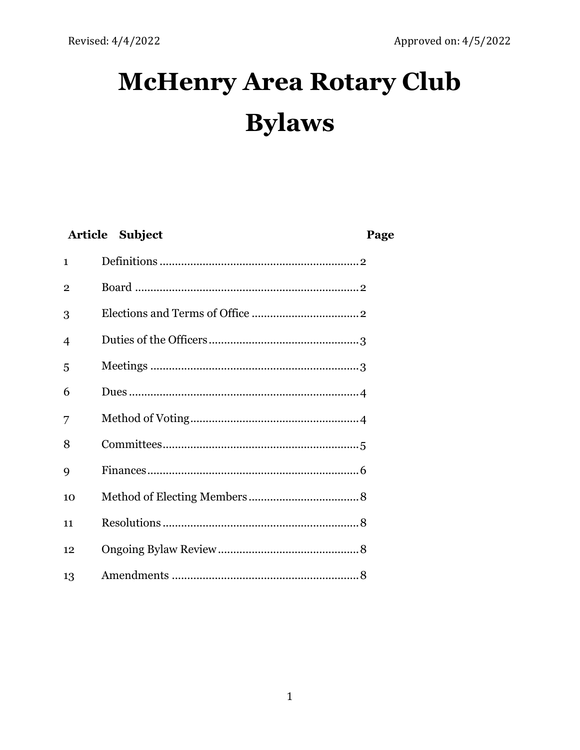Revised: 4/4/2022 | Approved on: 4/5/2022

# McHenry Area Rotary Club Bylaws

| Article | Subject | Page |
|---|---|---|
| 1 | Definitions | 2 |
| 2 | Board | 2 |
| 3 | Elections and Terms of Office | 2 |
| 4 | Duties of the Officers | 3 |
| 5 | Meetings | 3 |
| 6 | Dues | 4 |
| 7 | Method of Voting | 4 |
| 8 | Committees | 5 |
| 9 | Finances | 6 |
| 10 | Method of Electing Members | 8 |
| 11 | Resolutions | 8 |
| 12 | Ongoing Bylaw Review | 8 |
| 13 | Amendments | 8 |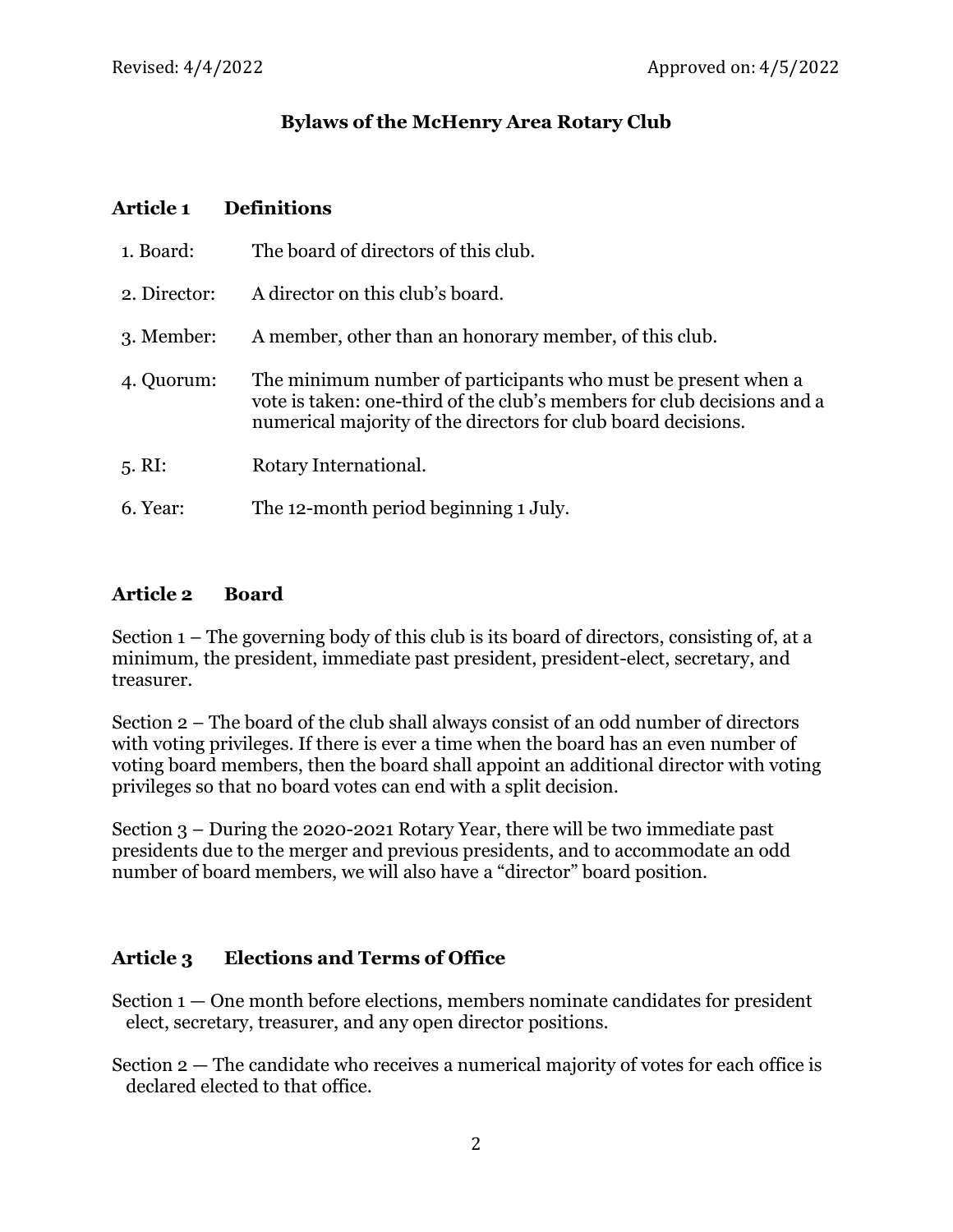Revised: 4/4/2022 Approved on: 4/5/2022

# Bylaws of the McHenry Area Rotary Club

## Article 1 Definitions

1. Board: The board of directors of this club.
2. Director: A director on this club's board.
3. Member: A member, other than an honorary member, of this club.
4. Quorum: The minimum number of participants who must be present when a vote is taken: one-third of the club's members for club decisions and a numerical majority of the directors for club board decisions.
5. RI: Rotary International.
6. Year: The 12-month period beginning 1 July.

## Article 2 Board

Section 1 – The governing body of this club is its board of directors, consisting of, at a minimum, the president, immediate past president, president-elect, secretary, and treasurer.

Section 2 – The board of the club shall always consist of an odd number of directors with voting privileges. If there is ever a time when the board has an even number of voting board members, then the board shall appoint an additional director with voting privileges so that no board votes can end with a split decision.

Section 3 – During the 2020-2021 Rotary Year, there will be two immediate past presidents due to the merger and previous presidents, and to accommodate an odd number of board members, we will also have a "director" board position.

## Article 3 Elections and Terms of Office

Section 1 — One month before elections, members nominate candidates for president elect, secretary, treasurer, and any open director positions.

Section 2 — The candidate who receives a numerical majority of votes for each office is declared elected to that office.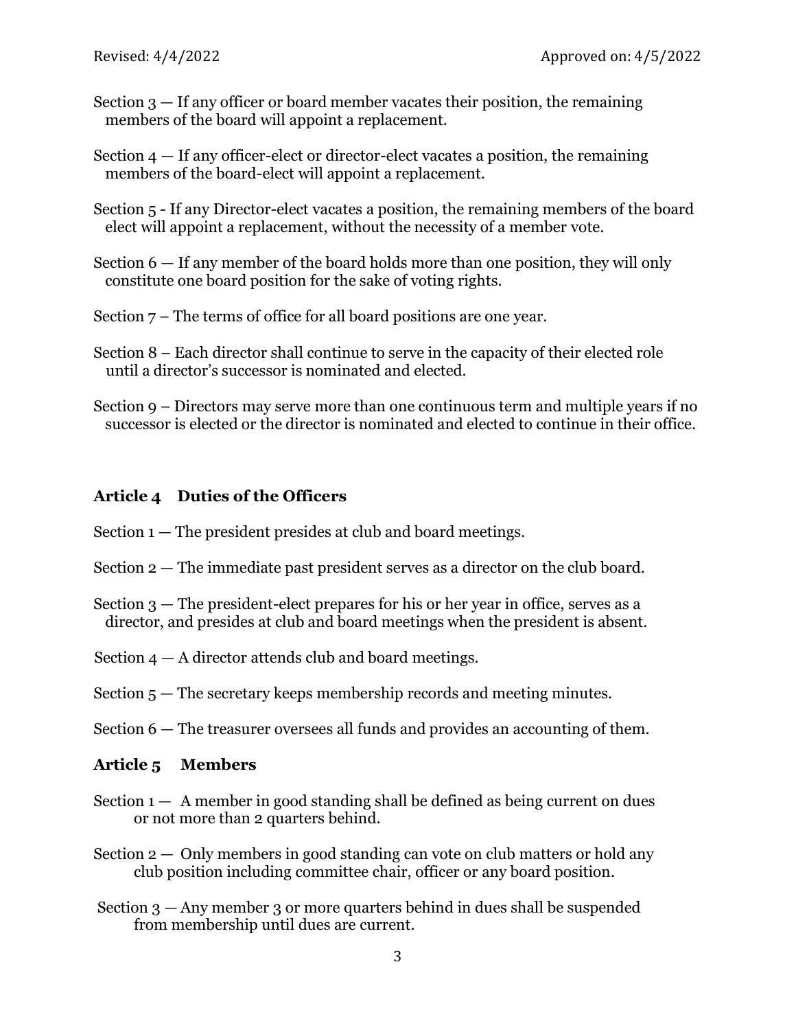Section 3 — If any officer or board member vacates their position, the remaining members of the board will appoint a replacement.

Section 4 — If any officer-elect or director-elect vacates a position, the remaining members of the board-elect will appoint a replacement.

Section 5 - If any Director-elect vacates a position, the remaining members of the board elect will appoint a replacement, without the necessity of a member vote.

Section 6 — If any member of the board holds more than one position, they will only constitute one board position for the sake of voting rights.

Section 7 – The terms of office for all board positions are one year.

Section 8 – Each director shall continue to serve in the capacity of their elected role until a director's successor is nominated and elected.

Section 9 – Directors may serve more than one continuous term and multiple years if no successor is elected or the director is nominated and elected to continue in their office.

## Article 4 Duties of the Officers

Section 1 — The president presides at club and board meetings.

Section 2 — The immediate past president serves as a director on the club board.

Section 3 — The president-elect prepares for his or her year in office, serves as a director, and presides at club and board meetings when the president is absent.

Section 4 — A director attends club and board meetings.

Section 5 — The secretary keeps membership records and meeting minutes.

Section 6 — The treasurer oversees all funds and provides an accounting of them.

## Article 5 Members

Section 1 — A member in good standing shall be defined as being current on dues or not more than 2 quarters behind.

Section 2 — Only members in good standing can vote on club matters or hold any club position including committee chair, officer or any board position.

Section 3 — Any member 3 or more quarters behind in dues shall be suspended from membership until dues are current.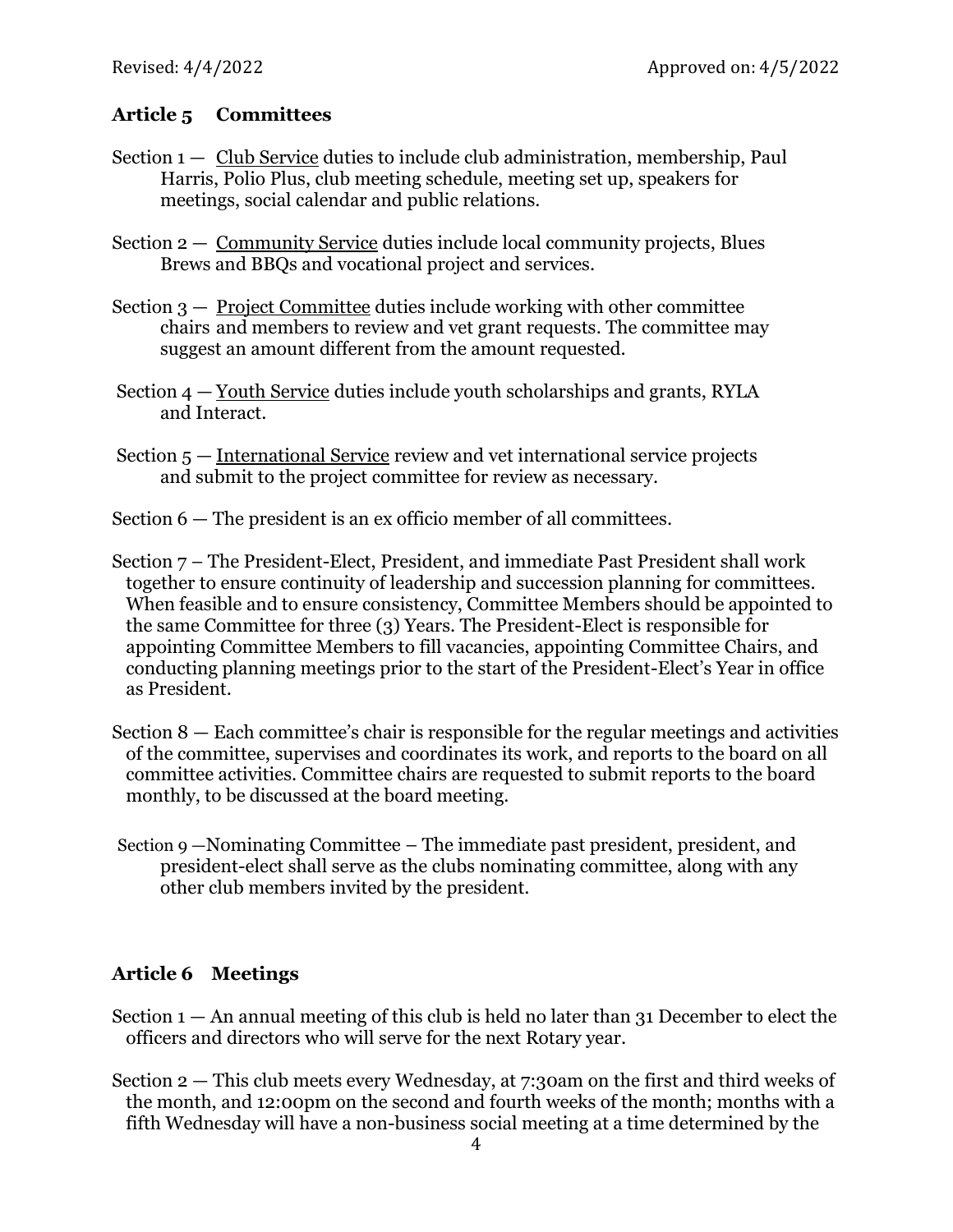## Article 5 Committees

Section 1 — Club Service duties to include club administration, membership, Paul Harris, Polio Plus, club meeting schedule, meeting set up, speakers for meetings, social calendar and public relations.

Section 2 — Community Service duties include local community projects, Blues Brews and BBQs and vocational project and services.

Section 3 — Project Committee duties include working with other committee chairs and members to review and vet grant requests. The committee may suggest an amount different from the amount requested.

Section 4 — Youth Service duties include youth scholarships and grants, RYLA and Interact.

Section 5 — International Service review and vet international service projects and submit to the project committee for review as necessary.

Section 6 — The president is an ex officio member of all committees.

Section 7 – The President-Elect, President, and immediate Past President shall work together to ensure continuity of leadership and succession planning for committees. When feasible and to ensure consistency, Committee Members should be appointed to the same Committee for three (3) Years. The President-Elect is responsible for appointing Committee Members to fill vacancies, appointing Committee Chairs, and conducting planning meetings prior to the start of the President-Elect's Year in office as President.

Section 8 — Each committee's chair is responsible for the regular meetings and activities of the committee, supervises and coordinates its work, and reports to the board on all committee activities. Committee chairs are requested to submit reports to the board monthly, to be discussed at the board meeting.

Section 9 —Nominating Committee – The immediate past president, president, and president-elect shall serve as the clubs nominating committee, along with any other club members invited by the president.

## Article 6 Meetings

Section 1 — An annual meeting of this club is held no later than 31 December to elect the officers and directors who will serve for the next Rotary year.

Section 2 — This club meets every Wednesday, at 7:30am on the first and third weeks of the month, and 12:00pm on the second and fourth weeks of the month; months with a fifth Wednesday will have a non-business social meeting at a time determined by the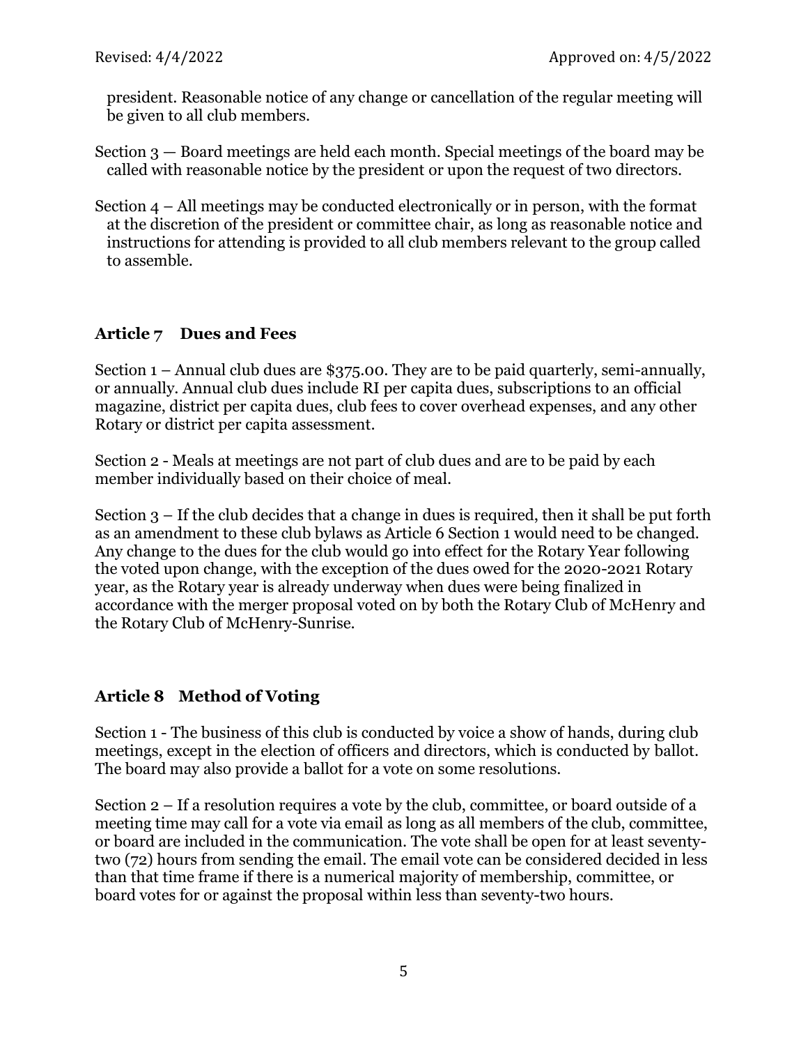president. Reasonable notice of any change or cancellation of the regular meeting will be given to all club members.

Section 3 — Board meetings are held each month. Special meetings of the board may be called with reasonable notice by the president or upon the request of two directors.

Section 4 – All meetings may be conducted electronically or in person, with the format at the discretion of the president or committee chair, as long as reasonable notice and instructions for attending is provided to all club members relevant to the group called to assemble.

## Article 7 Dues and Fees

Section 1 – Annual club dues are $375.00. They are to be paid quarterly, semi-annually, or annually. Annual club dues include RI per capita dues, subscriptions to an official magazine, district per capita dues, club fees to cover overhead expenses, and any other Rotary or district per capita assessment.

Section 2 - Meals at meetings are not part of club dues and are to be paid by each member individually based on their choice of meal.

Section 3 – If the club decides that a change in dues is required, then it shall be put forth as an amendment to these club bylaws as Article 6 Section 1 would need to be changed. Any change to the dues for the club would go into effect for the Rotary Year following the voted upon change, with the exception of the dues owed for the 2020-2021 Rotary year, as the Rotary year is already underway when dues were being finalized in accordance with the merger proposal voted on by both the Rotary Club of McHenry and the Rotary Club of McHenry-Sunrise.

## Article 8 Method of Voting

Section 1 - The business of this club is conducted by voice a show of hands, during club meetings, except in the election of officers and directors, which is conducted by ballot. The board may also provide a ballot for a vote on some resolutions.

Section 2 – If a resolution requires a vote by the club, committee, or board outside of a meeting time may call for a vote via email as long as all members of the club, committee, or board are included in the communication. The vote shall be open for at least seventy-two (72) hours from sending the email. The email vote can be considered decided in less than that time frame if there is a numerical majority of membership, committee, or board votes for or against the proposal within less than seventy-two hours.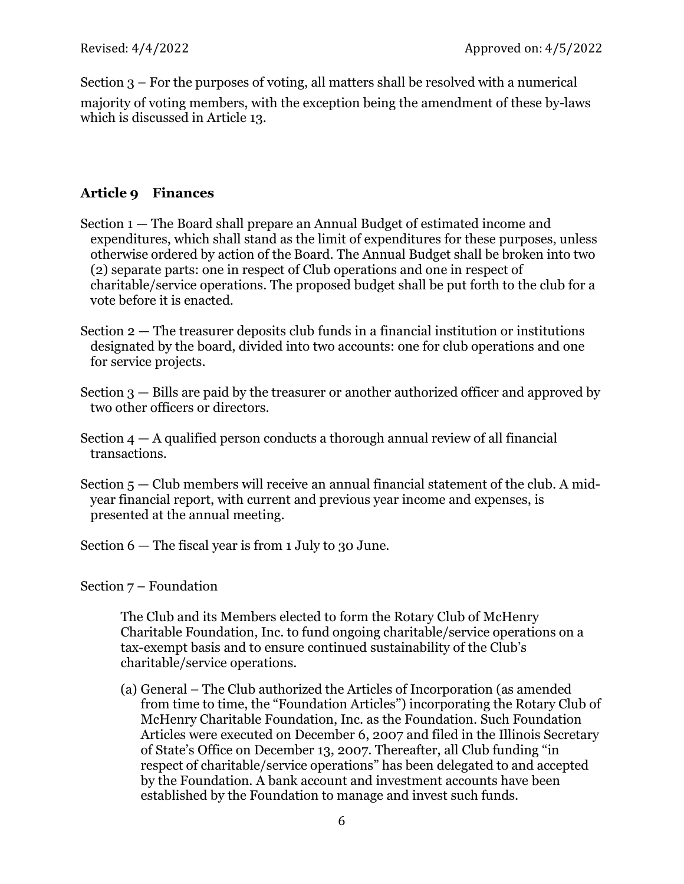Section 3 – For the purposes of voting, all matters shall be resolved with a numerical majority of voting members, with the exception being the amendment of these by-laws which is discussed in Article 13.

## Article 9 Finances

Section 1 — The Board shall prepare an Annual Budget of estimated income and expenditures, which shall stand as the limit of expenditures for these purposes, unless otherwise ordered by action of the Board. The Annual Budget shall be broken into two (2) separate parts: one in respect of Club operations and one in respect of charitable/service operations. The proposed budget shall be put forth to the club for a vote before it is enacted.

Section 2 — The treasurer deposits club funds in a financial institution or institutions designated by the board, divided into two accounts: one for club operations and one for service projects.

Section 3 — Bills are paid by the treasurer or another authorized officer and approved by two other officers or directors.

Section 4 — A qualified person conducts a thorough annual review of all financial transactions.

Section 5 — Club members will receive an annual financial statement of the club. A mid-year financial report, with current and previous year income and expenses, is presented at the annual meeting.

Section 6 — The fiscal year is from 1 July to 30 June.

Section 7 – Foundation

The Club and its Members elected to form the Rotary Club of McHenry Charitable Foundation, Inc. to fund ongoing charitable/service operations on a tax-exempt basis and to ensure continued sustainability of the Club's charitable/service operations.

(a) General – The Club authorized the Articles of Incorporation (as amended from time to time, the "Foundation Articles") incorporating the Rotary Club of McHenry Charitable Foundation, Inc. as the Foundation. Such Foundation Articles were executed on December 6, 2007 and filed in the Illinois Secretary of State's Office on December 13, 2007. Thereafter, all Club funding "in respect of charitable/service operations" has been delegated to and accepted by the Foundation. A bank account and investment accounts have been established by the Foundation to manage and invest such funds.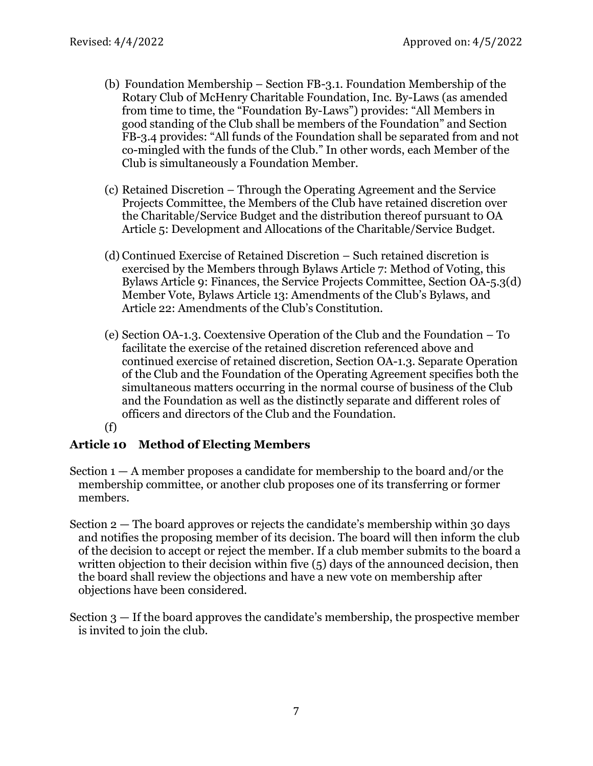(b) Foundation Membership – Section FB-3.1. Foundation Membership of the Rotary Club of McHenry Charitable Foundation, Inc. By-Laws (as amended from time to time, the "Foundation By-Laws") provides: "All Members in good standing of the Club shall be members of the Foundation" and Section FB-3.4 provides: "All funds of the Foundation shall be separated from and not co-mingled with the funds of the Club." In other words, each Member of the Club is simultaneously a Foundation Member.

(c) Retained Discretion – Through the Operating Agreement and the Service Projects Committee, the Members of the Club have retained discretion over the Charitable/Service Budget and the distribution thereof pursuant to OA Article 5: Development and Allocations of the Charitable/Service Budget.

(d) Continued Exercise of Retained Discretion – Such retained discretion is exercised by the Members through Bylaws Article 7: Method of Voting, this Bylaws Article 9: Finances, the Service Projects Committee, Section OA-5.3(d) Member Vote, Bylaws Article 13: Amendments of the Club's Bylaws, and Article 22: Amendments of the Club's Constitution.

(e) Section OA-1.3. Coextensive Operation of the Club and the Foundation – To facilitate the exercise of the retained discretion referenced above and continued exercise of retained discretion, Section OA-1.3. Separate Operation of the Club and the Foundation of the Operating Agreement specifies both the simultaneous matters occurring in the normal course of business of the Club and the Foundation as well as the distinctly separate and different roles of officers and directors of the Club and the Foundation.

(f)

## Article 10 Method of Electing Members

Section 1 — A member proposes a candidate for membership to the board and/or the membership committee, or another club proposes one of its transferring or former members.

Section 2 — The board approves or rejects the candidate's membership within 30 days and notifies the proposing member of its decision. The board will then inform the club of the decision to accept or reject the member. If a club member submits to the board a written objection to their decision within five (5) days of the announced decision, then the board shall review the objections and have a new vote on membership after objections have been considered.

Section 3 — If the board approves the candidate's membership, the prospective member is invited to join the club.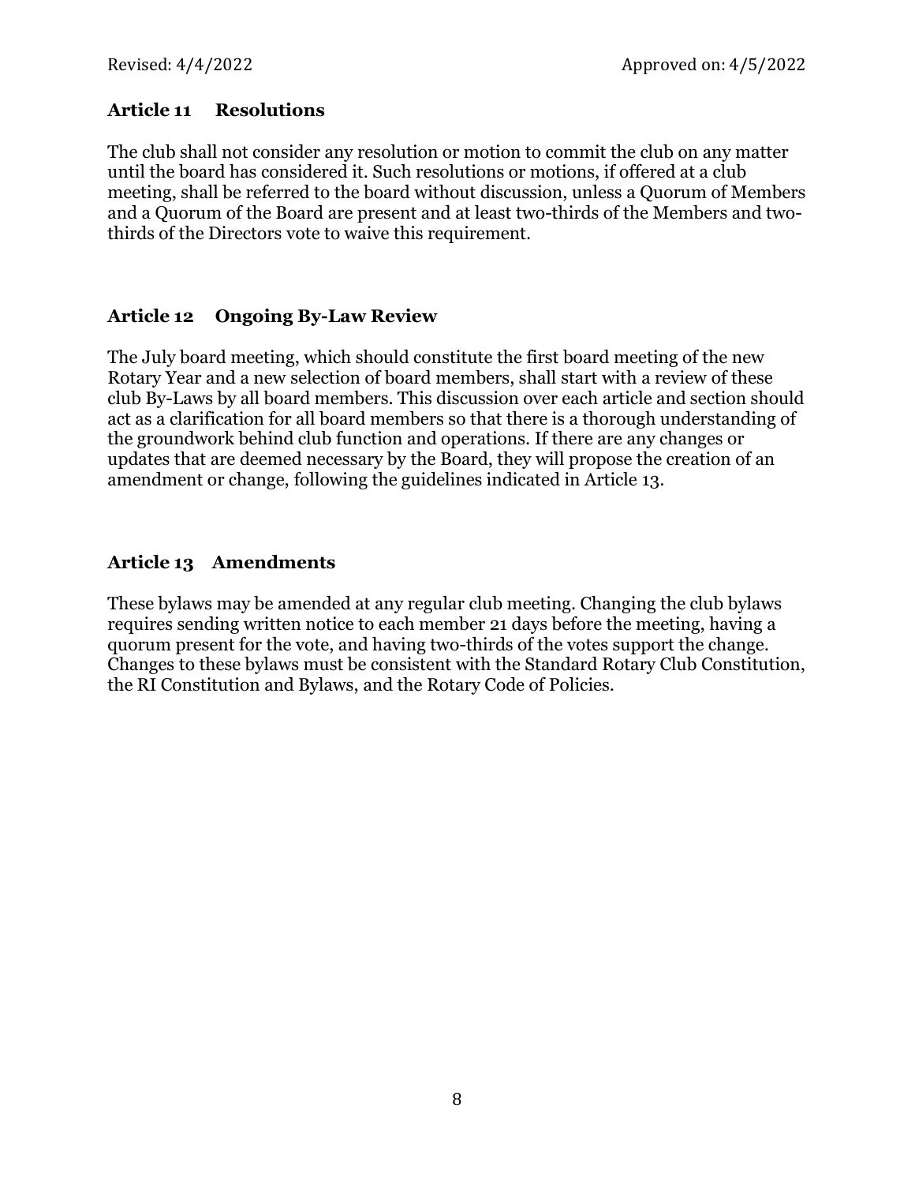## Article 11 Resolutions

The club shall not consider any resolution or motion to commit the club on any matter until the board has considered it. Such resolutions or motions, if offered at a club meeting, shall be referred to the board without discussion, unless a Quorum of Members and a Quorum of the Board are present and at least two-thirds of the Members and two-thirds of the Directors vote to waive this requirement.

## Article 12 Ongoing By-Law Review

The July board meeting, which should constitute the first board meeting of the new Rotary Year and a new selection of board members, shall start with a review of these club By-Laws by all board members. This discussion over each article and section should act as a clarification for all board members so that there is a thorough understanding of the groundwork behind club function and operations. If there are any changes or updates that are deemed necessary by the Board, they will propose the creation of an amendment or change, following the guidelines indicated in Article 13.

## Article 13 Amendments

These bylaws may be amended at any regular club meeting. Changing the club bylaws requires sending written notice to each member 21 days before the meeting, having a quorum present for the vote, and having two-thirds of the votes support the change. Changes to these bylaws must be consistent with the Standard Rotary Club Constitution, the RI Constitution and Bylaws, and the Rotary Code of Policies.